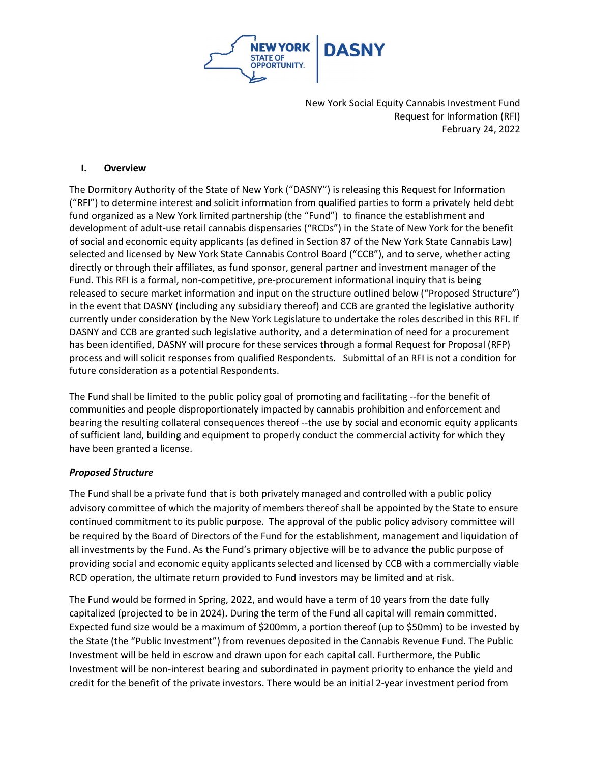New York Social Equity Cannabis Investment Fund
Request for Information (RFI)
February 24, 2022

## I. Overview

The Dormitory Authority of the State of New York ("DASNY") is releasing this Request for Information ("RFI") to determine interest and solicit information from qualified parties to form a privately held debt fund organized as a New York limited partnership (the "Fund") to finance the establishment and development of adult-use retail cannabis dispensaries ("RCDs") in the State of New York for the benefit of social and economic equity applicants (as defined in Section 87 of the New York State Cannabis Law) selected and licensed by New York State Cannabis Control Board ("CCB"), and to serve, whether acting directly or through their affiliates, as fund sponsor, general partner and investment manager of the Fund. This RFI is a formal, non-competitive, pre-procurement informational inquiry that is being released to secure market information and input on the structure outlined below ("Proposed Structure") in the event that DASNY (including any subsidiary thereof) and CCB are granted the legislative authority currently under consideration by the New York Legislature to undertake the roles described in this RFI. If DASNY and CCB are granted such legislative authority, and a determination of need for a procurement has been identified, DASNY will procure for these services through a formal Request for Proposal (RFP) process and will solicit responses from qualified Respondents. Submittal of an RFI is not a condition for future consideration as a potential Respondents.

The Fund shall be limited to the public policy goal of promoting and facilitating --for the benefit of communities and people disproportionately impacted by cannabis prohibition and enforcement and bearing the resulting collateral consequences thereof --the use by social and economic equity applicants of sufficient land, building and equipment to properly conduct the commercial activity for which they have been granted a license.

### *Proposed Structure*

The Fund shall be a private fund that is both privately managed and controlled with a public policy advisory committee of which the majority of members thereof shall be appointed by the State to ensure continued commitment to its public purpose. The approval of the public policy advisory committee will be required by the Board of Directors of the Fund for the establishment, management and liquidation of all investments by the Fund. As the Fund's primary objective will be to advance the public purpose of providing social and economic equity applicants selected and licensed by CCB with a commercially viable RCD operation, the ultimate return provided to Fund investors may be limited and at risk.

The Fund would be formed in Spring, 2022, and would have a term of 10 years from the date fully capitalized (projected to be in 2024). During the term of the Fund all capital will remain committed. Expected fund size would be a maximum of \$200mm, a portion thereof (up to \$50mm) to be invested by the State (the "Public Investment") from revenues deposited in the Cannabis Revenue Fund. The Public Investment will be held in escrow and drawn upon for each capital call. Furthermore, the Public Investment will be non-interest bearing and subordinated in payment priority to enhance the yield and credit for the benefit of the private investors. There would be an initial 2-year investment period from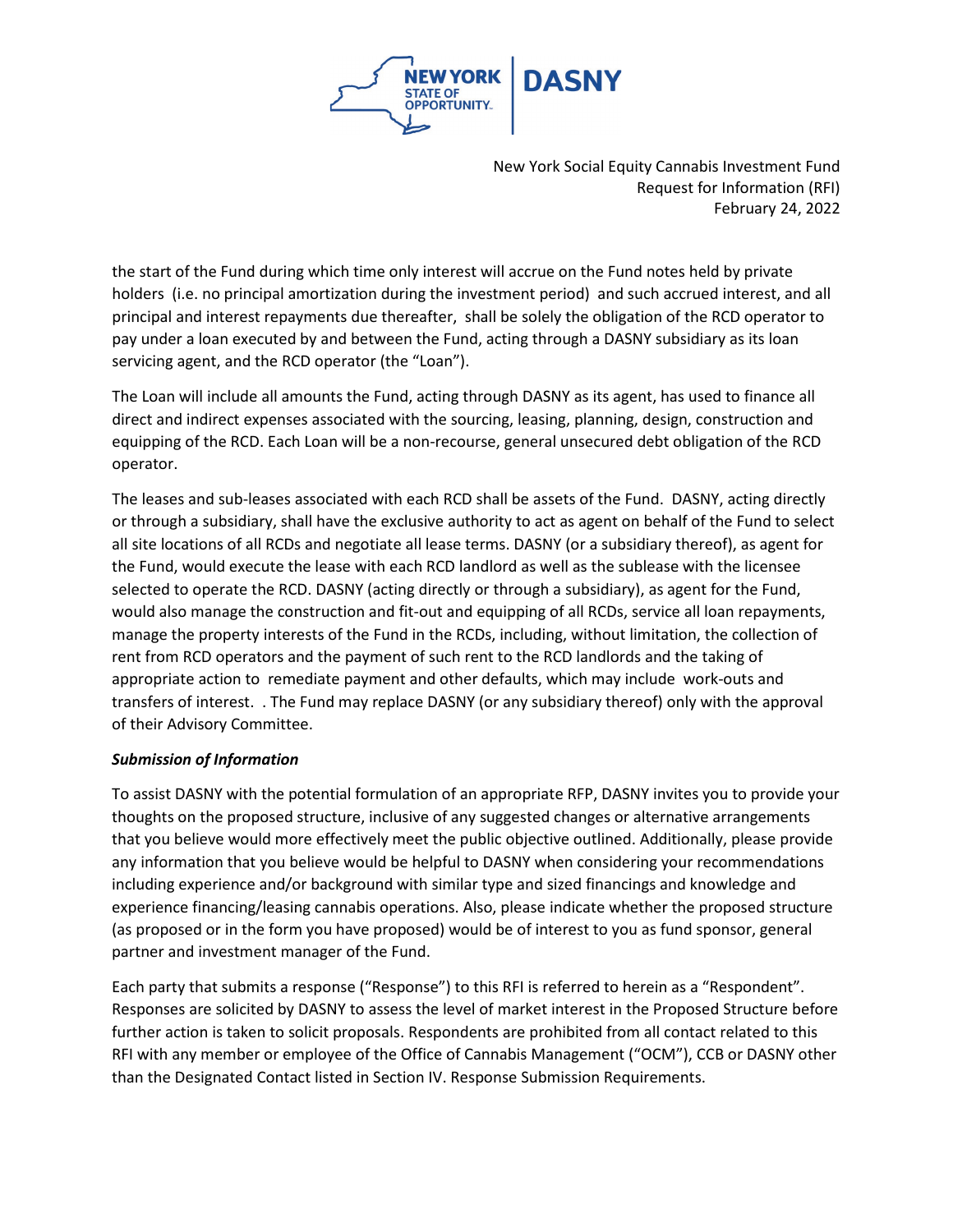the start of the Fund during which time only interest will accrue on the Fund notes held by private holders (i.e. no principal amortization during the investment period) and such accrued interest, and all principal and interest repayments due thereafter, shall be solely the obligation of the RCD operator to pay under a loan executed by and between the Fund, acting through a DASNY subsidiary as its loan servicing agent, and the RCD operator (the "Loan").

The Loan will include all amounts the Fund, acting through DASNY as its agent, has used to finance all direct and indirect expenses associated with the sourcing, leasing, planning, design, construction and equipping of the RCD. Each Loan will be a non-recourse, general unsecured debt obligation of the RCD operator.

The leases and sub-leases associated with each RCD shall be assets of the Fund. DASNY, acting directly or through a subsidiary, shall have the exclusive authority to act as agent on behalf of the Fund to select all site locations of all RCDs and negotiate all lease terms. DASNY (or a subsidiary thereof), as agent for the Fund, would execute the lease with each RCD landlord as well as the sublease with the licensee selected to operate the RCD. DASNY (acting directly or through a subsidiary), as agent for the Fund, would also manage the construction and fit-out and equipping of all RCDs, service all loan repayments, manage the property interests of the Fund in the RCDs, including, without limitation, the collection of rent from RCD operators and the payment of such rent to the RCD landlords and the taking of appropriate action to remediate payment and other defaults, which may include work-outs and transfers of interest. . The Fund may replace DASNY (or any subsidiary thereof) only with the approval of their Advisory Committee.

***Submission of Information***

To assist DASNY with the potential formulation of an appropriate RFP, DASNY invites you to provide your thoughts on the proposed structure, inclusive of any suggested changes or alternative arrangements that you believe would more effectively meet the public objective outlined. Additionally, please provide any information that you believe would be helpful to DASNY when considering your recommendations including experience and/or background with similar type and sized financings and knowledge and experience financing/leasing cannabis operations. Also, please indicate whether the proposed structure (as proposed or in the form you have proposed) would be of interest to you as fund sponsor, general partner and investment manager of the Fund.

Each party that submits a response ("Response") to this RFI is referred to herein as a "Respondent". Responses are solicited by DASNY to assess the level of market interest in the Proposed Structure before further action is taken to solicit proposals. Respondents are prohibited from all contact related to this RFI with any member or employee of the Office of Cannabis Management ("OCM"), CCB or DASNY other than the Designated Contact listed in Section IV. Response Submission Requirements.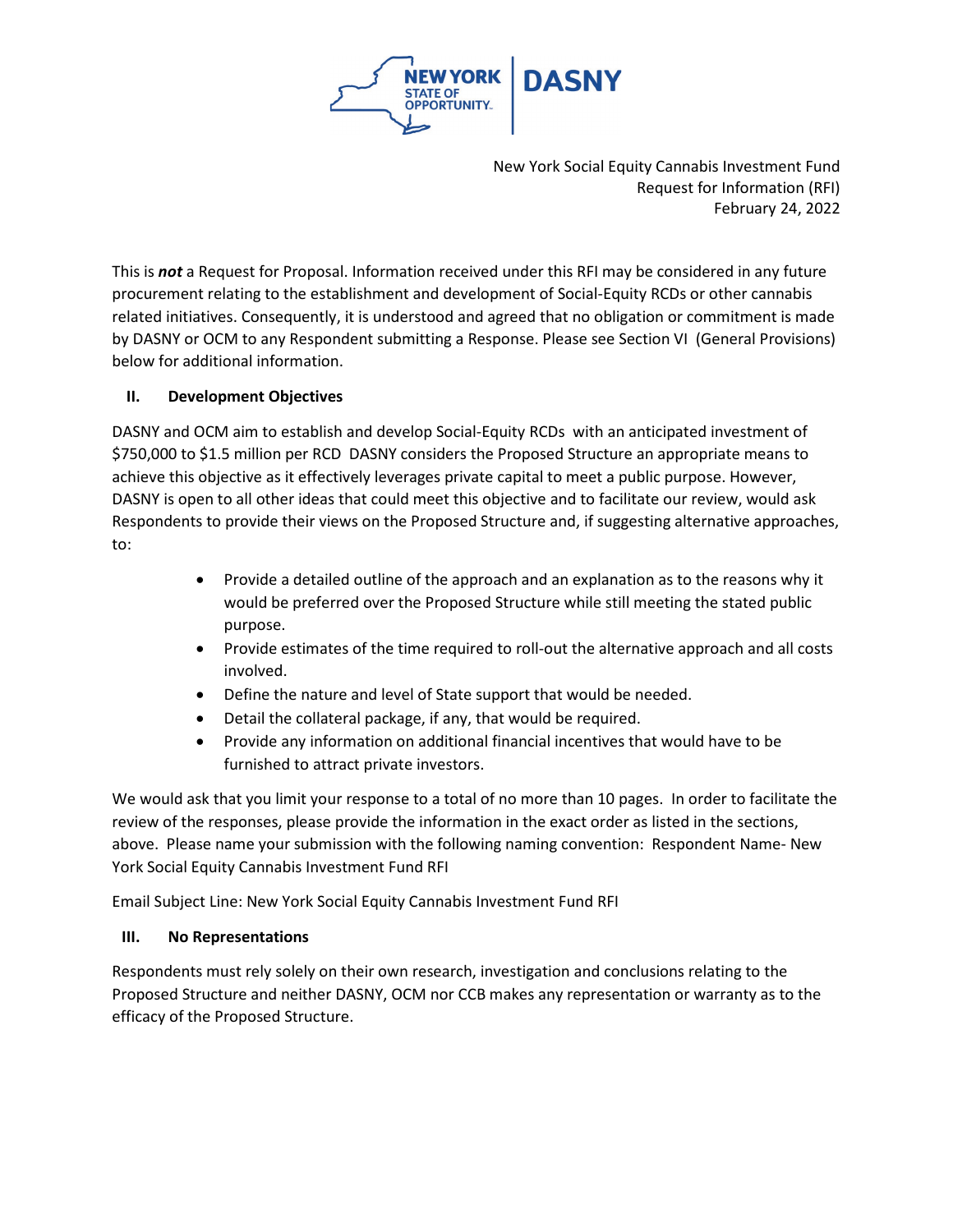New York Social Equity Cannabis Investment Fund
Request for Information (RFI)
February 24, 2022

This is ***not*** a Request for Proposal. Information received under this RFI may be considered in any future procurement relating to the establishment and development of Social-Equity RCDs or other cannabis related initiatives. Consequently, it is understood and agreed that no obligation or commitment is made by DASNY or OCM to any Respondent submitting a Response. Please see Section VI (General Provisions) below for additional information.

## II. Development Objectives

DASNY and OCM aim to establish and develop Social-Equity RCDs with an anticipated investment of $750,000 to $1.5 million per RCD DASNY considers the Proposed Structure an appropriate means to achieve this objective as it effectively leverages private capital to meet a public purpose. However, DASNY is open to all other ideas that could meet this objective and to facilitate our review, would ask Respondents to provide their views on the Proposed Structure and, if suggesting alternative approaches, to:

- Provide a detailed outline of the approach and an explanation as to the reasons why it would be preferred over the Proposed Structure while still meeting the stated public purpose.
- Provide estimates of the time required to roll-out the alternative approach and all costs involved.
- Define the nature and level of State support that would be needed.
- Detail the collateral package, if any, that would be required.
- Provide any information on additional financial incentives that would have to be furnished to attract private investors.

We would ask that you limit your response to a total of no more than 10 pages. In order to facilitate the review of the responses, please provide the information in the exact order as listed in the sections, above. Please name your submission with the following naming convention: Respondent Name- New York Social Equity Cannabis Investment Fund RFI

Email Subject Line: New York Social Equity Cannabis Investment Fund RFI

## III. No Representations

Respondents must rely solely on their own research, investigation and conclusions relating to the Proposed Structure and neither DASNY, OCM nor CCB makes any representation or warranty as to the efficacy of the Proposed Structure.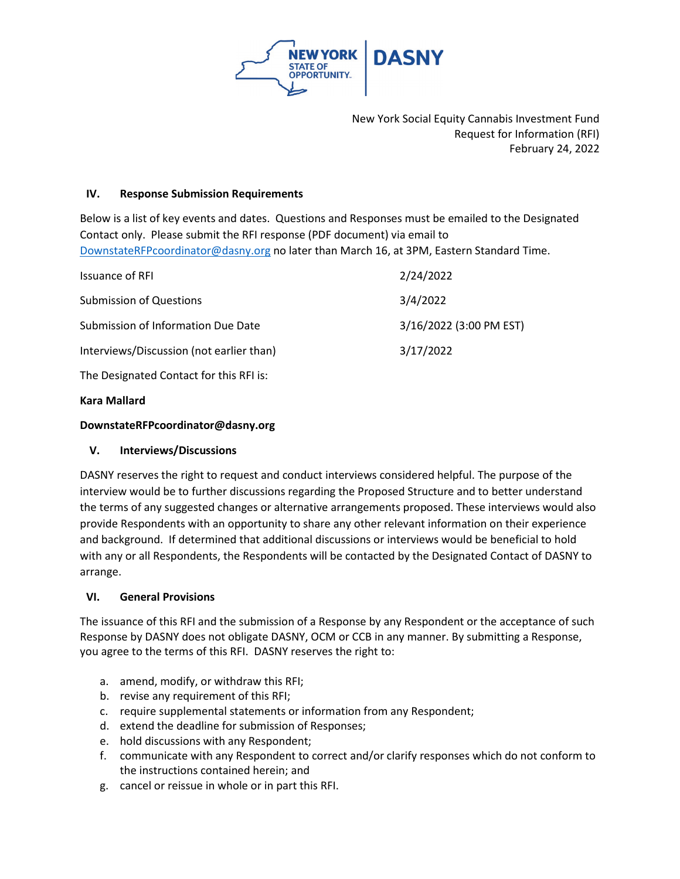New York Social Equity Cannabis Investment Fund
Request for Information (RFI)
February 24, 2022

## IV. Response Submission Requirements

Below is a list of key events and dates. Questions and Responses must be emailed to the Designated Contact only. Please submit the RFI response (PDF document) via email to DownstateRFPcoordinator@dasny.org no later than March 16, at 3PM, Eastern Standard Time.

| | |
|---|---|
| Issuance of RFI | 2/24/2022 |
| Submission of Questions | 3/4/2022 |
| Submission of Information Due Date | 3/16/2022 (3:00 PM EST) |
| Interviews/Discussion (not earlier than) | 3/17/2022 |

The Designated Contact for this RFI is:

**Kara Mallard**

**DownstateRFPcoordinator@dasny.org**

## V. Interviews/Discussions

DASNY reserves the right to request and conduct interviews considered helpful. The purpose of the interview would be to further discussions regarding the Proposed Structure and to better understand the terms of any suggested changes or alternative arrangements proposed. These interviews would also provide Respondents with an opportunity to share any other relevant information on their experience and background. If determined that additional discussions or interviews would be beneficial to hold with any or all Respondents, the Respondents will be contacted by the Designated Contact of DASNY to arrange.

## VI. General Provisions

The issuance of this RFI and the submission of a Response by any Respondent or the acceptance of such Response by DASNY does not obligate DASNY, OCM or CCB in any manner. By submitting a Response, you agree to the terms of this RFI. DASNY reserves the right to:

a. amend, modify, or withdraw this RFI;
b. revise any requirement of this RFI;
c. require supplemental statements or information from any Respondent;
d. extend the deadline for submission of Responses;
e. hold discussions with any Respondent;
f. communicate with any Respondent to correct and/or clarify responses which do not conform to the instructions contained herein; and
g. cancel or reissue in whole or in part this RFI.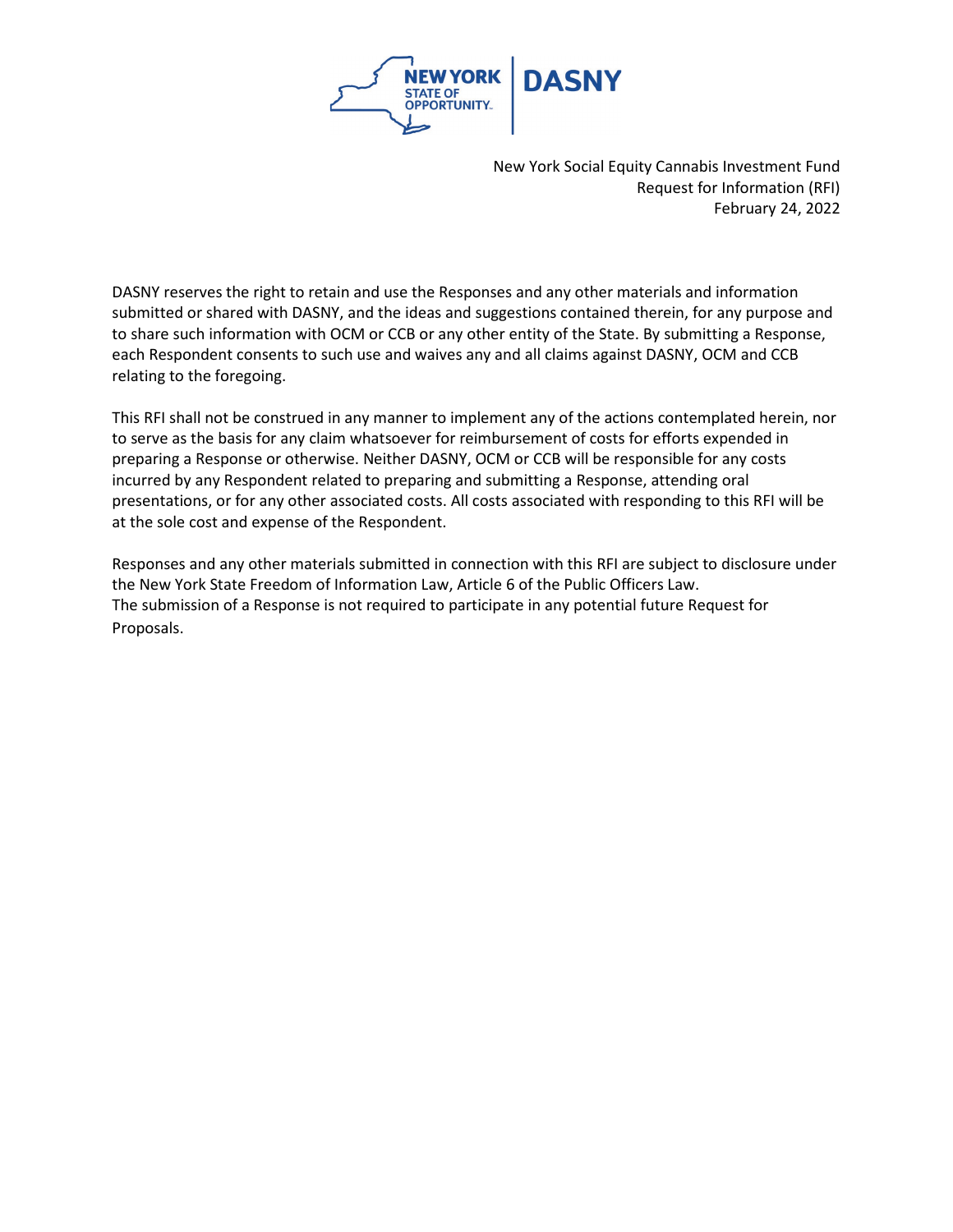New York Social Equity Cannabis Investment Fund
Request for Information (RFI)
February 24, 2022

DASNY reserves the right to retain and use the Responses and any other materials and information submitted or shared with DASNY, and the ideas and suggestions contained therein, for any purpose and to share such information with OCM or CCB or any other entity of the State. By submitting a Response, each Respondent consents to such use and waives any and all claims against DASNY, OCM and CCB relating to the foregoing.

This RFI shall not be construed in any manner to implement any of the actions contemplated herein, nor to serve as the basis for any claim whatsoever for reimbursement of costs for efforts expended in preparing a Response or otherwise. Neither DASNY, OCM or CCB will be responsible for any costs incurred by any Respondent related to preparing and submitting a Response, attending oral presentations, or for any other associated costs. All costs associated with responding to this RFI will be at the sole cost and expense of the Respondent.

Responses and any other materials submitted in connection with this RFI are subject to disclosure under the New York State Freedom of Information Law, Article 6 of the Public Officers Law.
The submission of a Response is not required to participate in any potential future Request for Proposals.